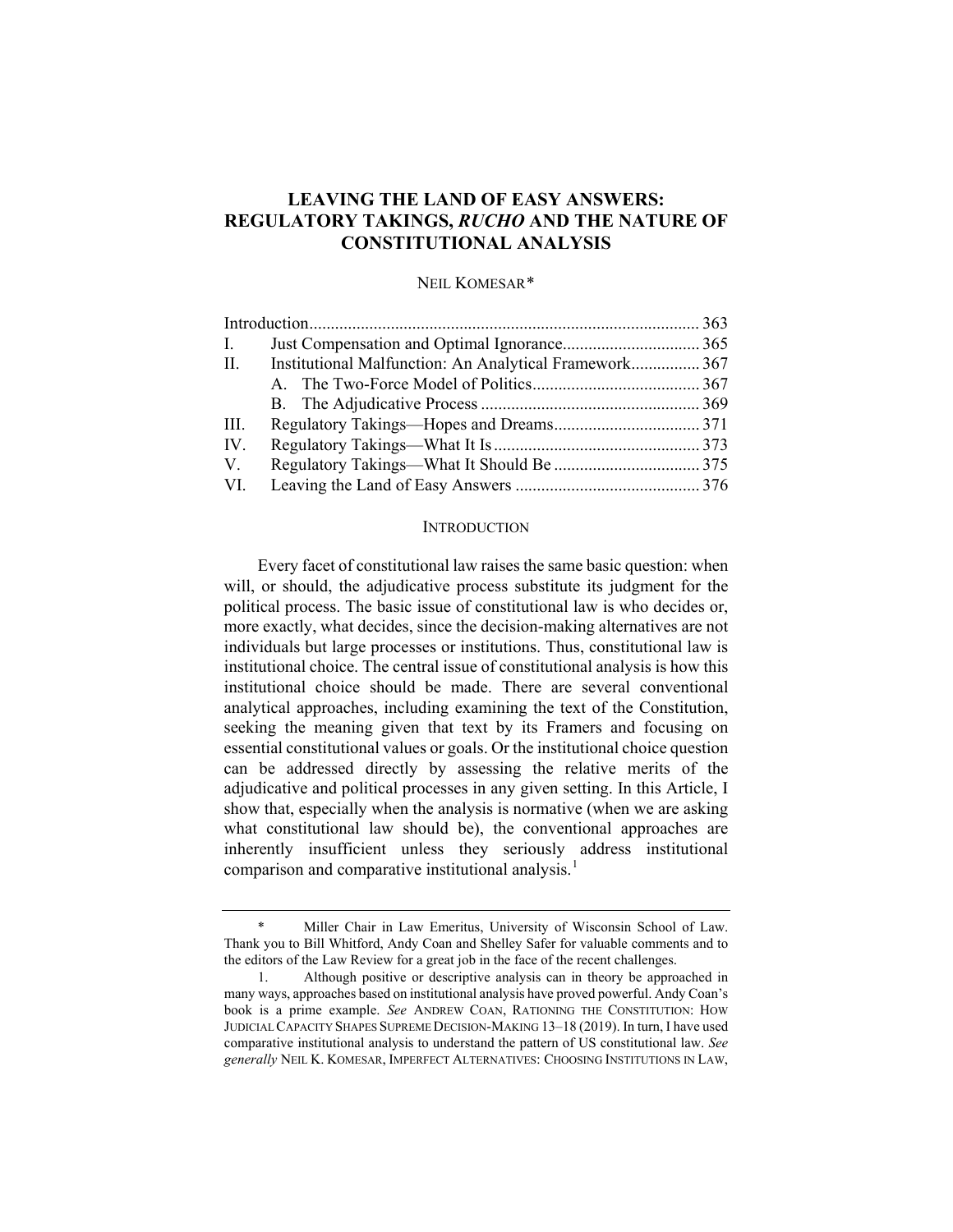# LEAVING THE LAND OF EASY ANSWERS: REGULATORY TAKINGS, *RUCHO* AND THE NATURE OF CONSTITUTIONAL ANALYSIS

NEIL KOMESAR*

| | | |
|---|---|---|
| Introduction | | 363 |
| I. | Just Compensation and Optimal Ignorance | 365 |
| II. | Institutional Malfunction: An Analytical Framework | 367 |
| | A. The Two-Force Model of Politics | 367 |
| | B. The Adjudicative Process | 369 |
| III. | Regulatory Takings—Hopes and Dreams | 371 |
| IV. | Regulatory Takings—What It Is | 373 |
| V. | Regulatory Takings—What It Should Be | 375 |
| VI. | Leaving the Land of Easy Answers | 376 |

## INTRODUCTION

Every facet of constitutional law raises the same basic question: when will, or should, the adjudicative process substitute its judgment for the political process. The basic issue of constitutional law is who decides or, more exactly, what decides, since the decision-making alternatives are not individuals but large processes or institutions. Thus, constitutional law is institutional choice. The central issue of constitutional analysis is how this institutional choice should be made. There are several conventional analytical approaches, including examining the text of the Constitution, seeking the meaning given that text by its Framers and focusing on essential constitutional values or goals. Or the institutional choice question can be addressed directly by assessing the relative merits of the adjudicative and political processes in any given setting. In this Article, I show that, especially when the analysis is normative (when we are asking what constitutional law should be), the conventional approaches are inherently insufficient unless they seriously address institutional comparison and comparative institutional analysis.[1]

---

\* Miller Chair in Law Emeritus, University of Wisconsin School of Law. Thank you to Bill Whitford, Andy Coan and Shelley Safer for valuable comments and to the editors of the Law Review for a great job in the face of the recent challenges.

1. Although positive or descriptive analysis can in theory be approached in many ways, approaches based on institutional analysis have proved powerful. Andy Coan's book is a prime example. *See* ANDREW COAN, RATIONING THE CONSTITUTION: HOW JUDICIAL CAPACITY SHAPES SUPREME DECISION-MAKING 13–18 (2019). In turn, I have used comparative institutional analysis to understand the pattern of US constitutional law. *See generally* NEIL K. KOMESAR, IMPERFECT ALTERNATIVES: CHOOSING INSTITUTIONS IN LAW,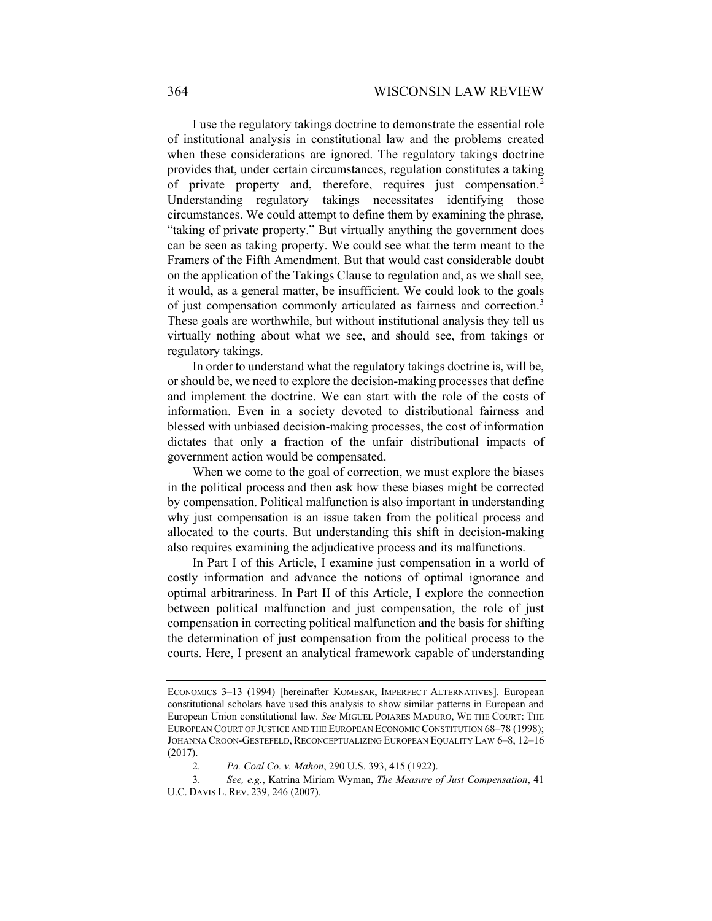I use the regulatory takings doctrine to demonstrate the essential role of institutional analysis in constitutional law and the problems created when these considerations are ignored. The regulatory takings doctrine provides that, under certain circumstances, regulation constitutes a taking of private property and, therefore, requires just compensation.[2] Understanding regulatory takings necessitates identifying those circumstances. We could attempt to define them by examining the phrase, "taking of private property." But virtually anything the government does can be seen as taking property. We could see what the term meant to the Framers of the Fifth Amendment. But that would cast considerable doubt on the application of the Takings Clause to regulation and, as we shall see, it would, as a general matter, be insufficient. We could look to the goals of just compensation commonly articulated as fairness and correction.[3] These goals are worthwhile, but without institutional analysis they tell us virtually nothing about what we see, and should see, from takings or regulatory takings.

In order to understand what the regulatory takings doctrine is, will be, or should be, we need to explore the decision-making processes that define and implement the doctrine. We can start with the role of the costs of information. Even in a society devoted to distributional fairness and blessed with unbiased decision-making processes, the cost of information dictates that only a fraction of the unfair distributional impacts of government action would be compensated.

When we come to the goal of correction, we must explore the biases in the political process and then ask how these biases might be corrected by compensation. Political malfunction is also important in understanding why just compensation is an issue taken from the political process and allocated to the courts. But understanding this shift in decision-making also requires examining the adjudicative process and its malfunctions.

In Part I of this Article, I examine just compensation in a world of costly information and advance the notions of optimal ignorance and optimal arbitrariness. In Part II of this Article, I explore the connection between political malfunction and just compensation, the role of just compensation in correcting political malfunction and the basis for shifting the determination of just compensation from the political process to the courts. Here, I present an analytical framework capable of understanding

---

ECONOMICS 3–13 (1994) [hereinafter KOMESAR, IMPERFECT ALTERNATIVES]. European constitutional scholars have used this analysis to show similar patterns in European and European Union constitutional law. *See* MIGUEL POIARES MADURO, WE THE COURT: THE EUROPEAN COURT OF JUSTICE AND THE EUROPEAN ECONOMIC CONSTITUTION 68–78 (1998); JOHANNA CROON-GESTEFELD, RECONCEPTUALIZING EUROPEAN EQUALITY LAW 6–8, 12–16 (2017).

2. *Pa. Coal Co. v. Mahon*, 290 U.S. 393, 415 (1922).

3. *See, e.g.*, Katrina Miriam Wyman, *The Measure of Just Compensation*, 41 U.C. DAVIS L. REV. 239, 246 (2007).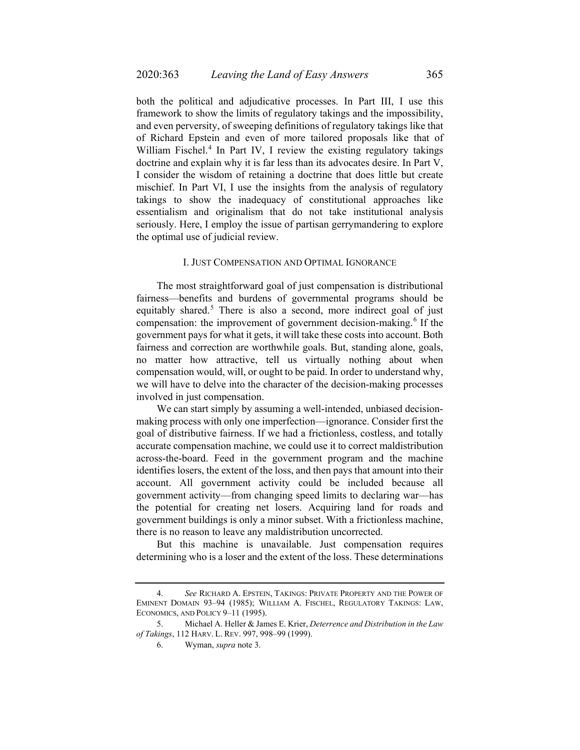both the political and adjudicative processes. In Part III, I use this framework to show the limits of regulatory takings and the impossibility, and even perversity, of sweeping definitions of regulatory takings like that of Richard Epstein and even of more tailored proposals like that of William Fischel.[4] In Part IV, I review the existing regulatory takings doctrine and explain why it is far less than its advocates desire. In Part V, I consider the wisdom of retaining a doctrine that does little but create mischief. In Part VI, I use the insights from the analysis of regulatory takings to show the inadequacy of constitutional approaches like essentialism and originalism that do not take institutional analysis seriously. Here, I employ the issue of partisan gerrymandering to explore the optimal use of judicial review.

## I. JUST COMPENSATION AND OPTIMAL IGNORANCE

The most straightforward goal of just compensation is distributional fairness—benefits and burdens of governmental programs should be equitably shared.[5] There is also a second, more indirect goal of just compensation: the improvement of government decision-making.[6] If the government pays for what it gets, it will take these costs into account. Both fairness and correction are worthwhile goals. But, standing alone, goals, no matter how attractive, tell us virtually nothing about when compensation would, will, or ought to be paid. In order to understand why, we will have to delve into the character of the decision-making processes involved in just compensation.

We can start simply by assuming a well-intended, unbiased decision-making process with only one imperfection—ignorance. Consider first the goal of distributive fairness. If we had a frictionless, costless, and totally accurate compensation machine, we could use it to correct maldistribution across-the-board. Feed in the government program and the machine identifies losers, the extent of the loss, and then pays that amount into their account. All government activity could be included because all government activity—from changing speed limits to declaring war—has the potential for creating net losers. Acquiring land for roads and government buildings is only a minor subset. With a frictionless machine, there is no reason to leave any maldistribution uncorrected.

But this machine is unavailable. Just compensation requires determining who is a loser and the extent of the loss. These determinations

---

4. *See* RICHARD A. EPSTEIN, TAKINGS: PRIVATE PROPERTY AND THE POWER OF EMINENT DOMAIN 93–94 (1985); WILLIAM A. FISCHEL, REGULATORY TAKINGS: LAW, ECONOMICS, AND POLICY 9–11 (1995).

5. Michael A. Heller & James E. Krier, *Deterrence and Distribution in the Law of Takings*, 112 HARV. L. REV. 997, 998–99 (1999).

6. Wyman, *supra* note 3.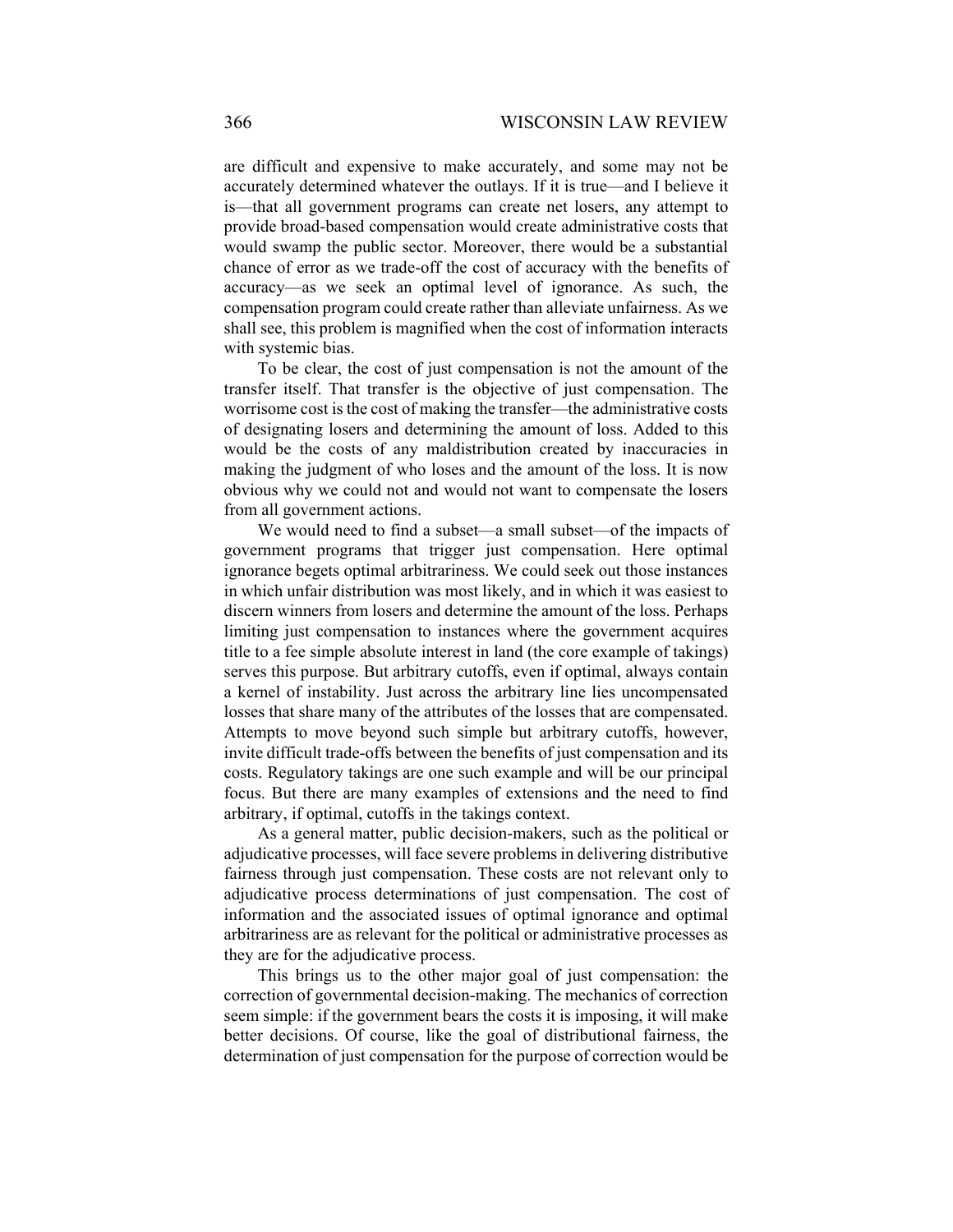are difficult and expensive to make accurately, and some may not be accurately determined whatever the outlays. If it is true—and I believe it is—that all government programs can create net losers, any attempt to provide broad-based compensation would create administrative costs that would swamp the public sector. Moreover, there would be a substantial chance of error as we trade-off the cost of accuracy with the benefits of accuracy—as we seek an optimal level of ignorance. As such, the compensation program could create rather than alleviate unfairness. As we shall see, this problem is magnified when the cost of information interacts with systemic bias.

To be clear, the cost of just compensation is not the amount of the transfer itself. That transfer is the objective of just compensation. The worrisome cost is the cost of making the transfer—the administrative costs of designating losers and determining the amount of loss. Added to this would be the costs of any maldistribution created by inaccuracies in making the judgment of who loses and the amount of the loss. It is now obvious why we could not and would not want to compensate the losers from all government actions.

We would need to find a subset—a small subset—of the impacts of government programs that trigger just compensation. Here optimal ignorance begets optimal arbitrariness. We could seek out those instances in which unfair distribution was most likely, and in which it was easiest to discern winners from losers and determine the amount of the loss. Perhaps limiting just compensation to instances where the government acquires title to a fee simple absolute interest in land (the core example of takings) serves this purpose. But arbitrary cutoffs, even if optimal, always contain a kernel of instability. Just across the arbitrary line lies uncompensated losses that share many of the attributes of the losses that are compensated. Attempts to move beyond such simple but arbitrary cutoffs, however, invite difficult trade-offs between the benefits of just compensation and its costs. Regulatory takings are one such example and will be our principal focus. But there are many examples of extensions and the need to find arbitrary, if optimal, cutoffs in the takings context.

As a general matter, public decision-makers, such as the political or adjudicative processes, will face severe problems in delivering distributive fairness through just compensation. These costs are not relevant only to adjudicative process determinations of just compensation. The cost of information and the associated issues of optimal ignorance and optimal arbitrariness are as relevant for the political or administrative processes as they are for the adjudicative process.

This brings us to the other major goal of just compensation: the correction of governmental decision-making. The mechanics of correction seem simple: if the government bears the costs it is imposing, it will make better decisions. Of course, like the goal of distributional fairness, the determination of just compensation for the purpose of correction would be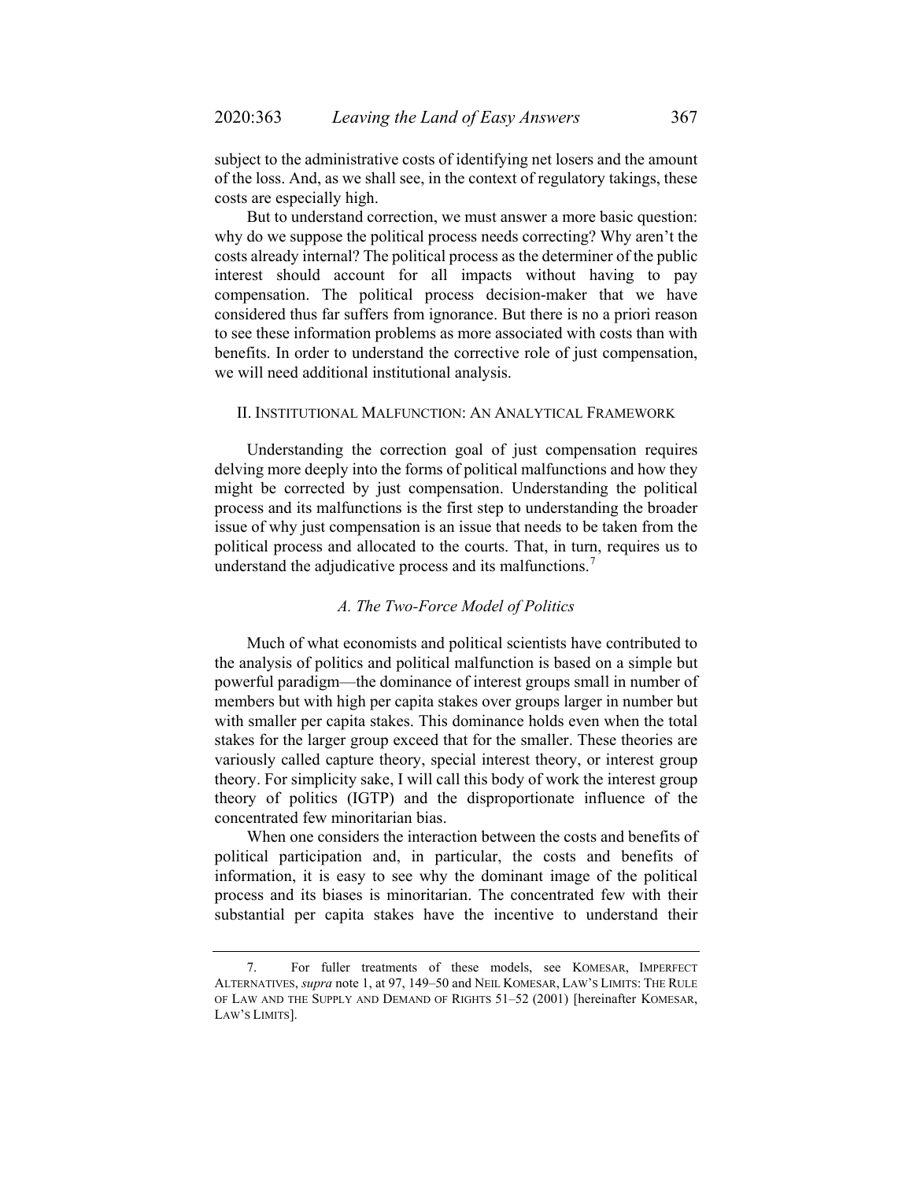subject to the administrative costs of identifying net losers and the amount of the loss. And, as we shall see, in the context of regulatory takings, these costs are especially high.

But to understand correction, we must answer a more basic question: why do we suppose the political process needs correcting? Why aren't the costs already internal? The political process as the determiner of the public interest should account for all impacts without having to pay compensation. The political process decision-maker that we have considered thus far suffers from ignorance. But there is no a priori reason to see these information problems as more associated with costs than with benefits. In order to understand the corrective role of just compensation, we will need additional institutional analysis.

## II. Institutional Malfunction: An Analytical Framework

Understanding the correction goal of just compensation requires delving more deeply into the forms of political malfunctions and how they might be corrected by just compensation. Understanding the political process and its malfunctions is the first step to understanding the broader issue of why just compensation is an issue that needs to be taken from the political process and allocated to the courts. That, in turn, requires us to understand the adjudicative process and its malfunctions.[7]

### *A. The Two-Force Model of Politics*

Much of what economists and political scientists have contributed to the analysis of politics and political malfunction is based on a simple but powerful paradigm—the dominance of interest groups small in number of members but with high per capita stakes over groups larger in number but with smaller per capita stakes. This dominance holds even when the total stakes for the larger group exceed that for the smaller. These theories are variously called capture theory, special interest theory, or interest group theory. For simplicity sake, I will call this body of work the interest group theory of politics (IGTP) and the disproportionate influence of the concentrated few minoritarian bias.

When one considers the interaction between the costs and benefits of political participation and, in particular, the costs and benefits of information, it is easy to see why the dominant image of the political process and its biases is minoritarian. The concentrated few with their substantial per capita stakes have the incentive to understand their

---

7. For fuller treatments of these models, see Komesar, Imperfect Alternatives, *supra* note 1, at 97, 149–50 and Neil Komesar, Law's Limits: The Rule of Law and the Supply and Demand of Rights 51–52 (2001) [hereinafter Komesar, Law's Limits].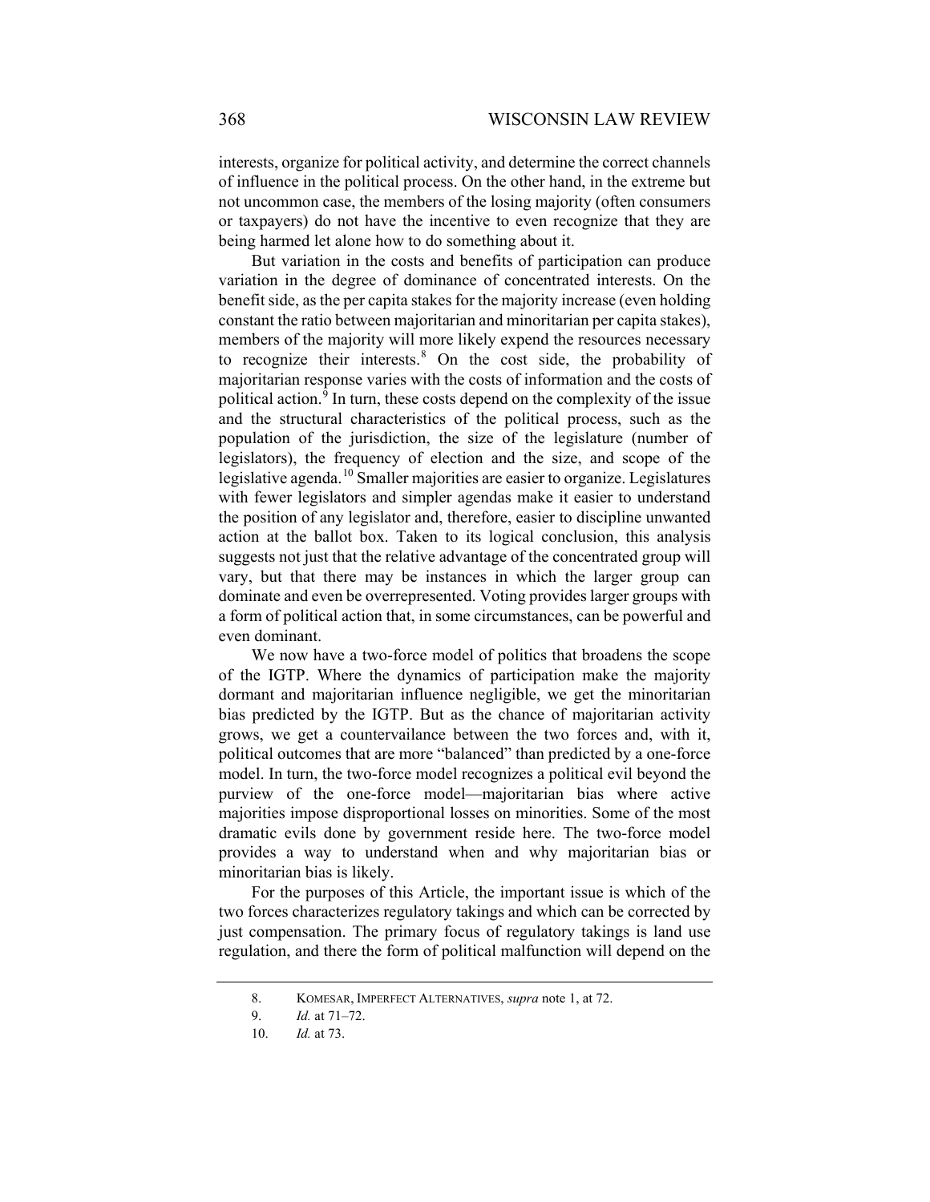interests, organize for political activity, and determine the correct channels of influence in the political process. On the other hand, in the extreme but not uncommon case, the members of the losing majority (often consumers or taxpayers) do not have the incentive to even recognize that they are being harmed let alone how to do something about it.

But variation in the costs and benefits of participation can produce variation in the degree of dominance of concentrated interests. On the benefit side, as the per capita stakes for the majority increase (even holding constant the ratio between majoritarian and minoritarian per capita stakes), members of the majority will more likely expend the resources necessary to recognize their interests.[8] On the cost side, the probability of majoritarian response varies with the costs of information and the costs of political action.[9] In turn, these costs depend on the complexity of the issue and the structural characteristics of the political process, such as the population of the jurisdiction, the size of the legislature (number of legislators), the frequency of election and the size, and scope of the legislative agenda.[10] Smaller majorities are easier to organize. Legislatures with fewer legislators and simpler agendas make it easier to understand the position of any legislator and, therefore, easier to discipline unwanted action at the ballot box. Taken to its logical conclusion, this analysis suggests not just that the relative advantage of the concentrated group will vary, but that there may be instances in which the larger group can dominate and even be overrepresented. Voting provides larger groups with a form of political action that, in some circumstances, can be powerful and even dominant.

We now have a two-force model of politics that broadens the scope of the IGTP. Where the dynamics of participation make the majority dormant and majoritarian influence negligible, we get the minoritarian bias predicted by the IGTP. But as the chance of majoritarian activity grows, we get a countervailance between the two forces and, with it, political outcomes that are more "balanced" than predicted by a one-force model. In turn, the two-force model recognizes a political evil beyond the purview of the one-force model—majoritarian bias where active majorities impose disproportional losses on minorities. Some of the most dramatic evils done by government reside here. The two-force model provides a way to understand when and why majoritarian bias or minoritarian bias is likely.

For the purposes of this Article, the important issue is which of the two forces characterizes regulatory takings and which can be corrected by just compensation. The primary focus of regulatory takings is land use regulation, and there the form of political malfunction will depend on the

---

8. KOMESAR, IMPERFECT ALTERNATIVES, *supra* note 1, at 72.

9. *Id.* at 71–72.

10. *Id.* at 73.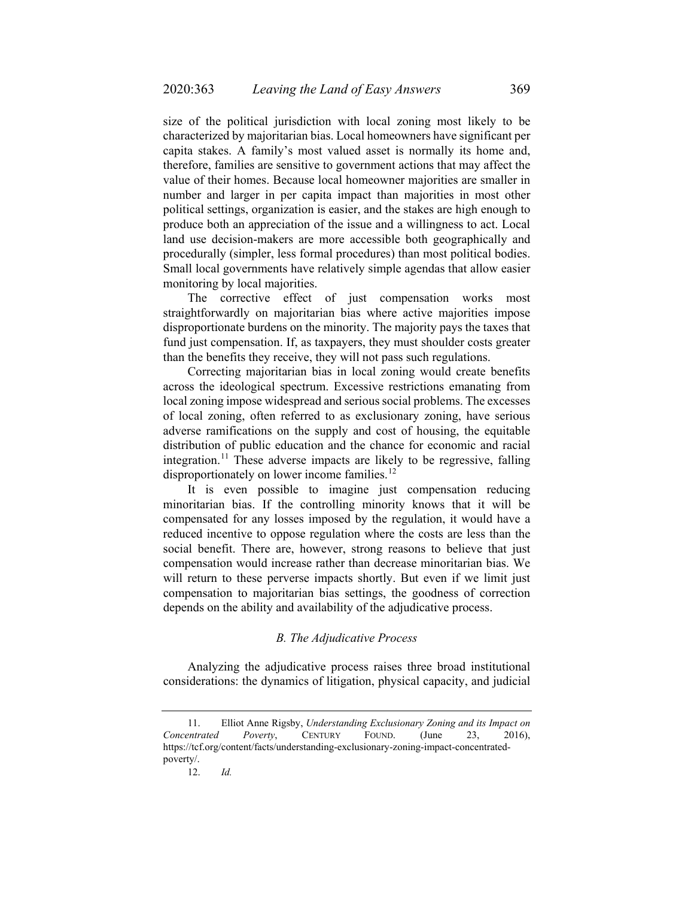size of the political jurisdiction with local zoning most likely to be characterized by majoritarian bias. Local homeowners have significant per capita stakes. A family's most valued asset is normally its home and, therefore, families are sensitive to government actions that may affect the value of their homes. Because local homeowner majorities are smaller in number and larger in per capita impact than majorities in most other political settings, organization is easier, and the stakes are high enough to produce both an appreciation of the issue and a willingness to act. Local land use decision-makers are more accessible both geographically and procedurally (simpler, less formal procedures) than most political bodies. Small local governments have relatively simple agendas that allow easier monitoring by local majorities.

The corrective effect of just compensation works most straightforwardly on majoritarian bias where active majorities impose disproportionate burdens on the minority. The majority pays the taxes that fund just compensation. If, as taxpayers, they must shoulder costs greater than the benefits they receive, they will not pass such regulations.

Correcting majoritarian bias in local zoning would create benefits across the ideological spectrum. Excessive restrictions emanating from local zoning impose widespread and serious social problems. The excesses of local zoning, often referred to as exclusionary zoning, have serious adverse ramifications on the supply and cost of housing, the equitable distribution of public education and the chance for economic and racial integration.[11] These adverse impacts are likely to be regressive, falling disproportionately on lower income families.[12]

It is even possible to imagine just compensation reducing minoritarian bias. If the controlling minority knows that it will be compensated for any losses imposed by the regulation, it would have a reduced incentive to oppose regulation where the costs are less than the social benefit. There are, however, strong reasons to believe that just compensation would increase rather than decrease minoritarian bias. We will return to these perverse impacts shortly. But even if we limit just compensation to majoritarian bias settings, the goodness of correction depends on the ability and availability of the adjudicative process.

### *B. The Adjudicative Process*

Analyzing the adjudicative process raises three broad institutional considerations: the dynamics of litigation, physical capacity, and judicial

---

11. Elliot Anne Rigsby, *Understanding Exclusionary Zoning and its Impact on Concentrated Poverty*, CENTURY FOUND. (June 23, 2016), https://tcf.org/content/facts/understanding-exclusionary-zoning-impact-concentrated-poverty/.

12. *Id.*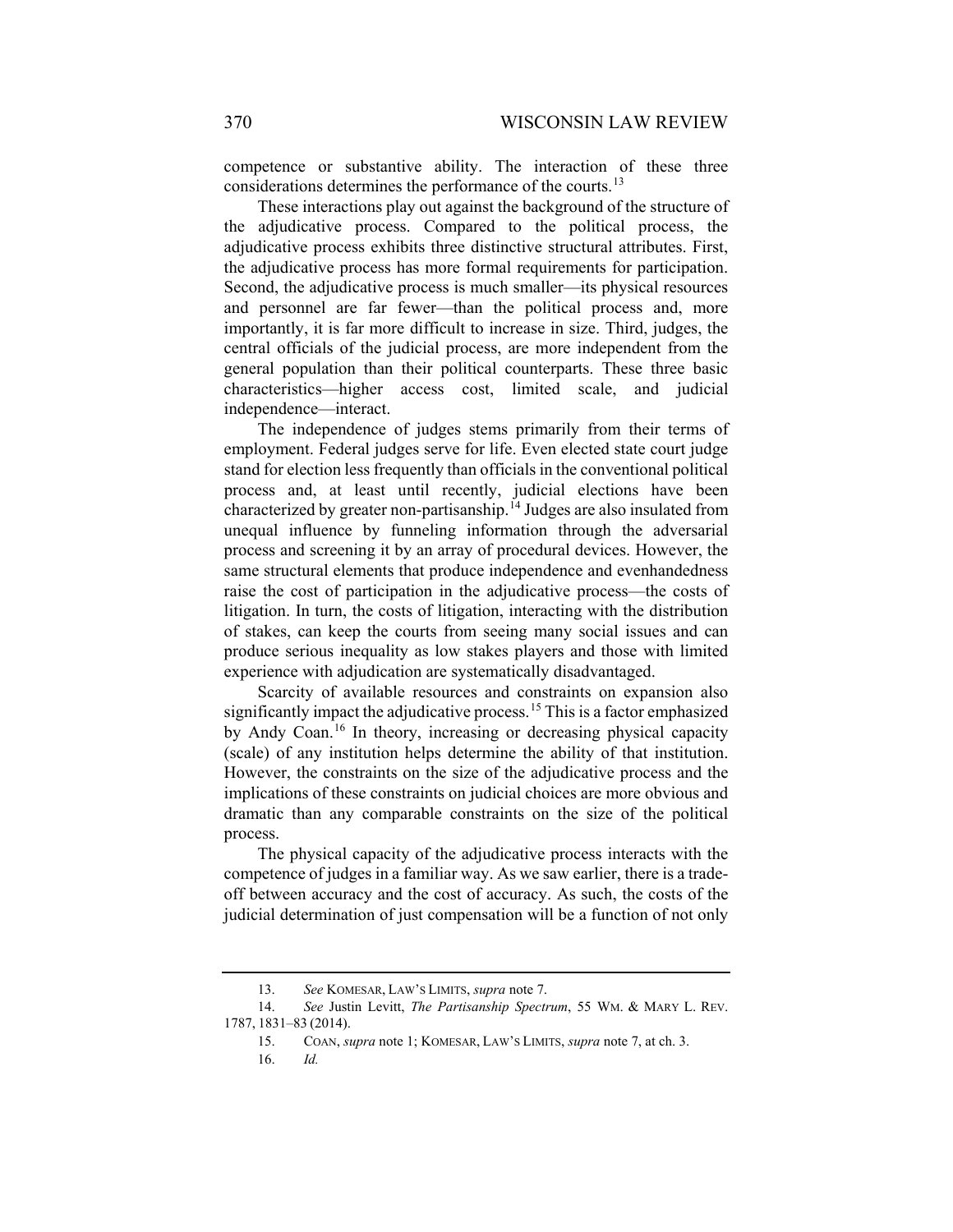competence or substantive ability. The interaction of these three considerations determines the performance of the courts.[13]

These interactions play out against the background of the structure of the adjudicative process. Compared to the political process, the adjudicative process exhibits three distinctive structural attributes. First, the adjudicative process has more formal requirements for participation. Second, the adjudicative process is much smaller—its physical resources and personnel are far fewer—than the political process and, more importantly, it is far more difficult to increase in size. Third, judges, the central officials of the judicial process, are more independent from the general population than their political counterparts. These three basic characteristics—higher access cost, limited scale, and judicial independence—interact.

The independence of judges stems primarily from their terms of employment. Federal judges serve for life. Even elected state court judge stand for election less frequently than officials in the conventional political process and, at least until recently, judicial elections have been characterized by greater non-partisanship.[14] Judges are also insulated from unequal influence by funneling information through the adversarial process and screening it by an array of procedural devices. However, the same structural elements that produce independence and evenhandedness raise the cost of participation in the adjudicative process—the costs of litigation. In turn, the costs of litigation, interacting with the distribution of stakes, can keep the courts from seeing many social issues and can produce serious inequality as low stakes players and those with limited experience with adjudication are systematically disadvantaged.

Scarcity of available resources and constraints on expansion also significantly impact the adjudicative process.[15] This is a factor emphasized by Andy Coan.[16] In theory, increasing or decreasing physical capacity (scale) of any institution helps determine the ability of that institution. However, the constraints on the size of the adjudicative process and the implications of these constraints on judicial choices are more obvious and dramatic than any comparable constraints on the size of the political process.

The physical capacity of the adjudicative process interacts with the competence of judges in a familiar way. As we saw earlier, there is a trade-off between accuracy and the cost of accuracy. As such, the costs of the judicial determination of just compensation will be a function of not only

---

13. *See* KOMESAR, LAW'S LIMITS, *supra* note 7.

14. *See* Justin Levitt, *The Partisanship Spectrum*, 55 WM. & MARY L. REV. 1787, 1831–83 (2014).

15. COAN, *supra* note 1; KOMESAR, LAW'S LIMITS, *supra* note 7, at ch. 3.

16. *Id.*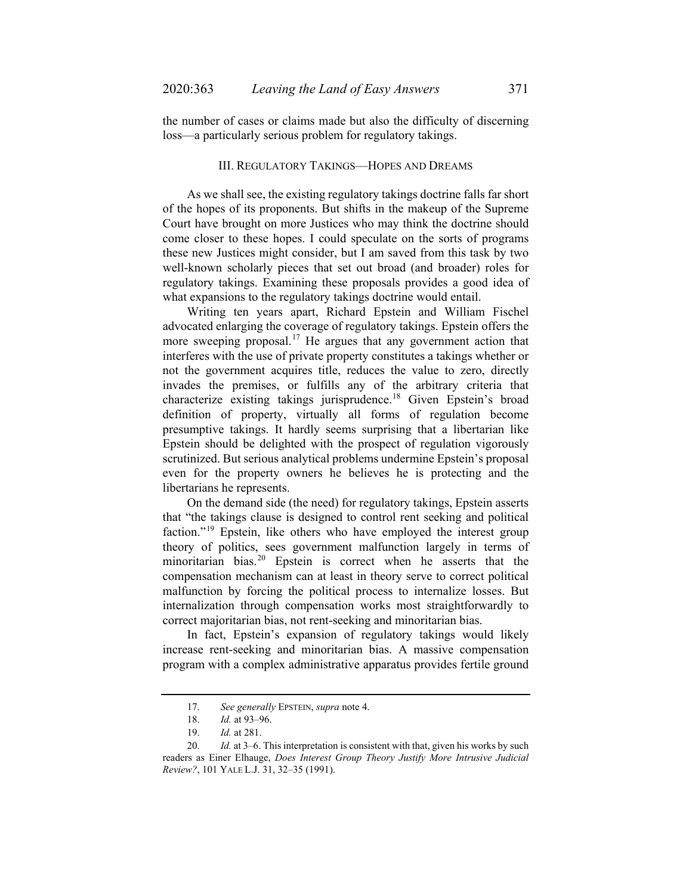the number of cases or claims made but also the difficulty of discerning loss—a particularly serious problem for regulatory takings.

### III. Regulatory Takings—Hopes and Dreams

As we shall see, the existing regulatory takings doctrine falls far short of the hopes of its proponents. But shifts in the makeup of the Supreme Court have brought on more Justices who may think the doctrine should come closer to these hopes. I could speculate on the sorts of programs these new Justices might consider, but I am saved from this task by two well-known scholarly pieces that set out broad (and broader) roles for regulatory takings. Examining these proposals provides a good idea of what expansions to the regulatory takings doctrine would entail.

Writing ten years apart, Richard Epstein and William Fischel advocated enlarging the coverage of regulatory takings. Epstein offers the more sweeping proposal.[17] He argues that any government action that interferes with the use of private property constitutes a takings whether or not the government acquires title, reduces the value to zero, directly invades the premises, or fulfills any of the arbitrary criteria that characterize existing takings jurisprudence.[18] Given Epstein's broad definition of property, virtually all forms of regulation become presumptive takings. It hardly seems surprising that a libertarian like Epstein should be delighted with the prospect of regulation vigorously scrutinized. But serious analytical problems undermine Epstein's proposal even for the property owners he believes he is protecting and the libertarians he represents.

On the demand side (the need) for regulatory takings, Epstein asserts that "the takings clause is designed to control rent seeking and political faction."[19] Epstein, like others who have employed the interest group theory of politics, sees government malfunction largely in terms of minoritarian bias.[20] Epstein is correct when he asserts that the compensation mechanism can at least in theory serve to correct political malfunction by forcing the political process to internalize losses. But internalization through compensation works most straightforwardly to correct majoritarian bias, not rent-seeking and minoritarian bias.

In fact, Epstein's expansion of regulatory takings would likely increase rent-seeking and minoritarian bias. A massive compensation program with a complex administrative apparatus provides fertile ground

---

17. *See generally* EPSTEIN, *supra* note 4.

18. *Id.* at 93–96.

19. *Id.* at 281.

20. *Id.* at 3–6. This interpretation is consistent with that, given his works by such readers as Einer Elhauge, *Does Interest Group Theory Justify More Intrusive Judicial Review?*, 101 YALE L.J. 31, 32–35 (1991).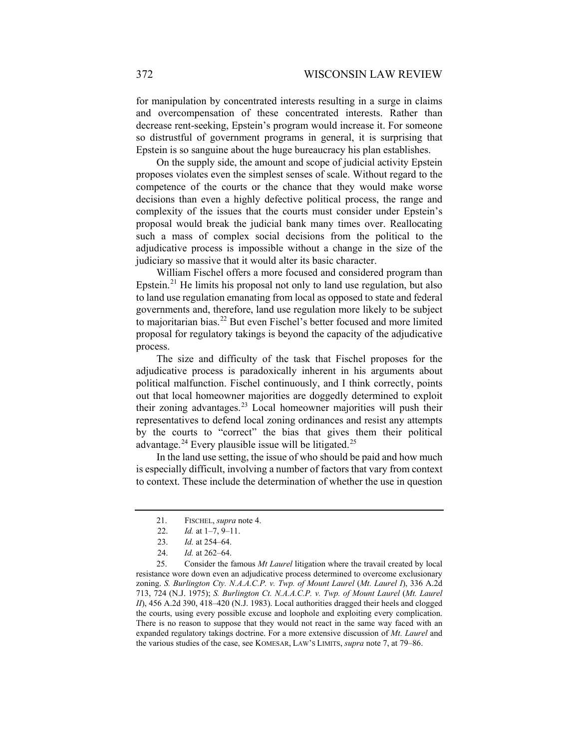for manipulation by concentrated interests resulting in a surge in claims and overcompensation of these concentrated interests. Rather than decrease rent-seeking, Epstein's program would increase it. For someone so distrustful of government programs in general, it is surprising that Epstein is so sanguine about the huge bureaucracy his plan establishes.

On the supply side, the amount and scope of judicial activity Epstein proposes violates even the simplest senses of scale. Without regard to the competence of the courts or the chance that they would make worse decisions than even a highly defective political process, the range and complexity of the issues that the courts must consider under Epstein's proposal would break the judicial bank many times over. Reallocating such a mass of complex social decisions from the political to the adjudicative process is impossible without a change in the size of the judiciary so massive that it would alter its basic character.

William Fischel offers a more focused and considered program than Epstein.[21] He limits his proposal not only to land use regulation, but also to land use regulation emanating from local as opposed to state and federal governments and, therefore, land use regulation more likely to be subject to majoritarian bias.[22] But even Fischel's better focused and more limited proposal for regulatory takings is beyond the capacity of the adjudicative process.

The size and difficulty of the task that Fischel proposes for the adjudicative process is paradoxically inherent in his arguments about political malfunction. Fischel continuously, and I think correctly, points out that local homeowner majorities are doggedly determined to exploit their zoning advantages.[23] Local homeowner majorities will push their representatives to defend local zoning ordinances and resist any attempts by the courts to "correct" the bias that gives them their political advantage.[24] Every plausible issue will be litigated.[25]

In the land use setting, the issue of who should be paid and how much is especially difficult, involving a number of factors that vary from context to context. These include the determination of whether the use in question

---

21. FISCHEL, *supra* note 4.

22. *Id.* at 1–7, 9–11.

23. *Id.* at 254–64.

24. *Id.* at 262–64.

25. Consider the famous *Mt Laurel* litigation where the travail created by local resistance wore down even an adjudicative process determined to overcome exclusionary zoning. *S. Burlington Cty. N.A.A.C.P. v. Twp. of Mount Laurel* (*Mt. Laurel I*), 336 A.2d 713, 724 (N.J. 1975); *S. Burlington Ct. N.A.A.C.P. v. Twp. of Mount Laurel* (*Mt. Laurel II*), 456 A.2d 390, 418–420 (N.J. 1983). Local authorities dragged their heels and clogged the courts, using every possible excuse and loophole and exploiting every complication. There is no reason to suppose that they would not react in the same way faced with an expanded regulatory takings doctrine. For a more extensive discussion of *Mt. Laurel* and the various studies of the case, see KOMESAR, LAW'S LIMITS, *supra* note 7, at 79–86.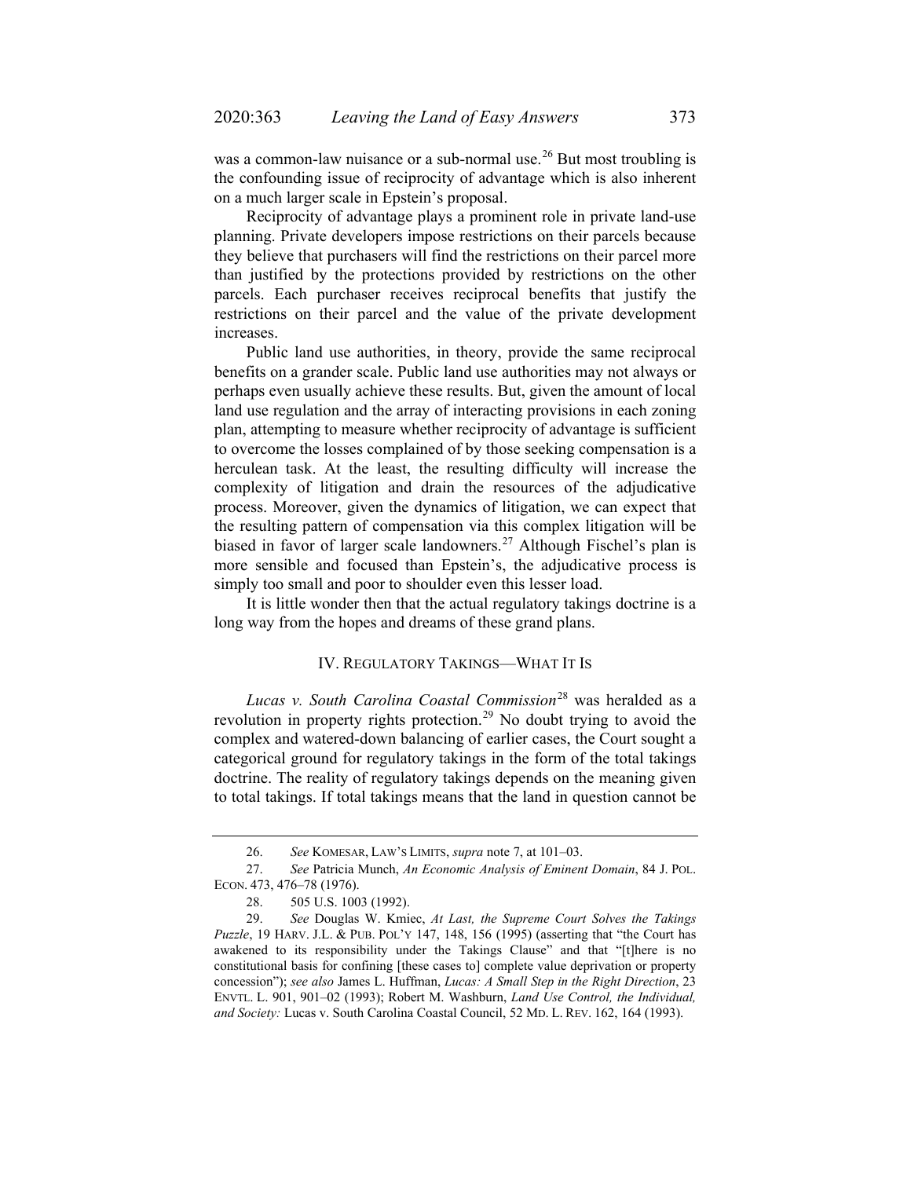was a common-law nuisance or a sub-normal use.[26] But most troubling is the confounding issue of reciprocity of advantage which is also inherent on a much larger scale in Epstein's proposal.

Reciprocity of advantage plays a prominent role in private land-use planning. Private developers impose restrictions on their parcels because they believe that purchasers will find the restrictions on their parcel more than justified by the protections provided by restrictions on the other parcels. Each purchaser receives reciprocal benefits that justify the restrictions on their parcel and the value of the private development increases.

Public land use authorities, in theory, provide the same reciprocal benefits on a grander scale. Public land use authorities may not always or perhaps even usually achieve these results. But, given the amount of local land use regulation and the array of interacting provisions in each zoning plan, attempting to measure whether reciprocity of advantage is sufficient to overcome the losses complained of by those seeking compensation is a herculean task. At the least, the resulting difficulty will increase the complexity of litigation and drain the resources of the adjudicative process. Moreover, given the dynamics of litigation, we can expect that the resulting pattern of compensation via this complex litigation will be biased in favor of larger scale landowners.[27] Although Fischel's plan is more sensible and focused than Epstein's, the adjudicative process is simply too small and poor to shoulder even this lesser load.

It is little wonder then that the actual regulatory takings doctrine is a long way from the hopes and dreams of these grand plans.

## IV. Regulatory Takings—What It Is

*Lucas v. South Carolina Coastal Commission*[28] was heralded as a revolution in property rights protection.[29] No doubt trying to avoid the complex and watered-down balancing of earlier cases, the Court sought a categorical ground for regulatory takings in the form of the total takings doctrine. The reality of regulatory takings depends on the meaning given to total takings. If total takings means that the land in question cannot be

---

26. *See* Komesar, Law's Limits, *supra* note 7, at 101–03.

27. *See* Patricia Munch, *An Economic Analysis of Eminent Domain*, 84 J. Pol. Econ. 473, 476–78 (1976).

28. 505 U.S. 1003 (1992).

29. *See* Douglas W. Kmiec, *At Last, the Supreme Court Solves the Takings Puzzle*, 19 Harv. J.L. & Pub. Pol'y 147, 148, 156 (1995) (asserting that "the Court has awakened to its responsibility under the Takings Clause" and that "[t]here is no constitutional basis for confining [these cases to] complete value deprivation or property concession"); *see also* James L. Huffman, *Lucas: A Small Step in the Right Direction*, 23 Envtl. L. 901, 901–02 (1993); Robert M. Washburn, *Land Use Control, the Individual, and Society:* Lucas v. South Carolina Coastal Council, 52 Md. L. Rev. 162, 164 (1993).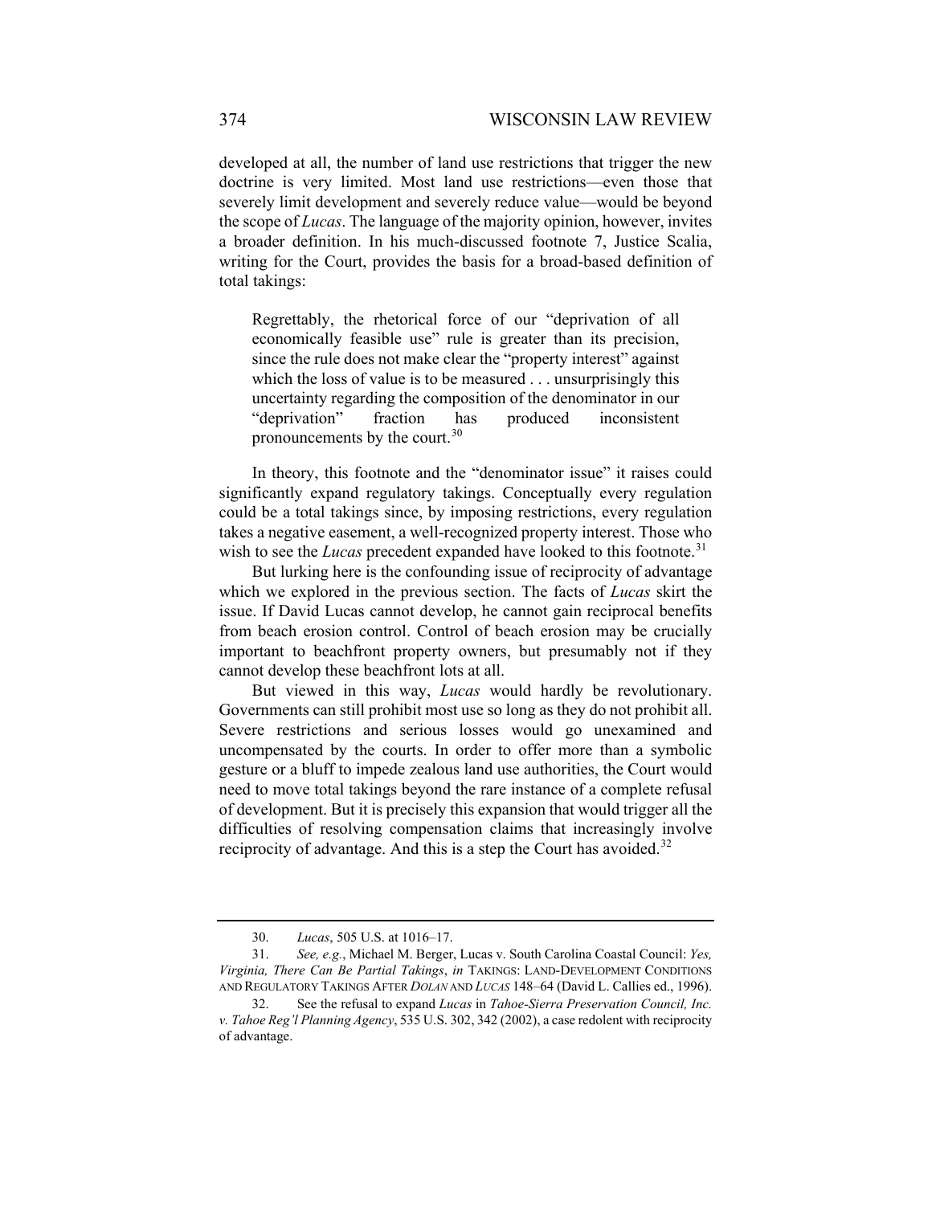developed at all, the number of land use restrictions that trigger the new doctrine is very limited. Most land use restrictions—even those that severely limit development and severely reduce value—would be beyond the scope of *Lucas*. The language of the majority opinion, however, invites a broader definition. In his much-discussed footnote 7, Justice Scalia, writing for the Court, provides the basis for a broad-based definition of total takings:

> Regrettably, the rhetorical force of our "deprivation of all economically feasible use" rule is greater than its precision, since the rule does not make clear the "property interest" against which the loss of value is to be measured . . . unsurprisingly this uncertainty regarding the composition of the denominator in our "deprivation" fraction has produced inconsistent pronouncements by the court.[30]

In theory, this footnote and the "denominator issue" it raises could significantly expand regulatory takings. Conceptually every regulation could be a total takings since, by imposing restrictions, every regulation takes a negative easement, a well-recognized property interest. Those who wish to see the *Lucas* precedent expanded have looked to this footnote.[31]

But lurking here is the confounding issue of reciprocity of advantage which we explored in the previous section. The facts of *Lucas* skirt the issue. If David Lucas cannot develop, he cannot gain reciprocal benefits from beach erosion control. Control of beach erosion may be crucially important to beachfront property owners, but presumably not if they cannot develop these beachfront lots at all.

But viewed in this way, *Lucas* would hardly be revolutionary. Governments can still prohibit most use so long as they do not prohibit all. Severe restrictions and serious losses would go unexamined and uncompensated by the courts. In order to offer more than a symbolic gesture or a bluff to impede zealous land use authorities, the Court would need to move total takings beyond the rare instance of a complete refusal of development. But it is precisely this expansion that would trigger all the difficulties of resolving compensation claims that increasingly involve reciprocity of advantage. And this is a step the Court has avoided.[32]

---

30. *Lucas*, 505 U.S. at 1016–17.

31. *See, e.g.*, Michael M. Berger, Lucas v. South Carolina Coastal Council: *Yes, Virginia, There Can Be Partial Takings*, *in* TAKINGS: LAND-DEVELOPMENT CONDITIONS AND REGULATORY TAKINGS AFTER *DOLAN* AND *LUCAS* 148–64 (David L. Callies ed., 1996).

32. See the refusal to expand *Lucas* in *Tahoe-Sierra Preservation Council, Inc. v. Tahoe Reg'l Planning Agency*, 535 U.S. 302, 342 (2002), a case redolent with reciprocity of advantage.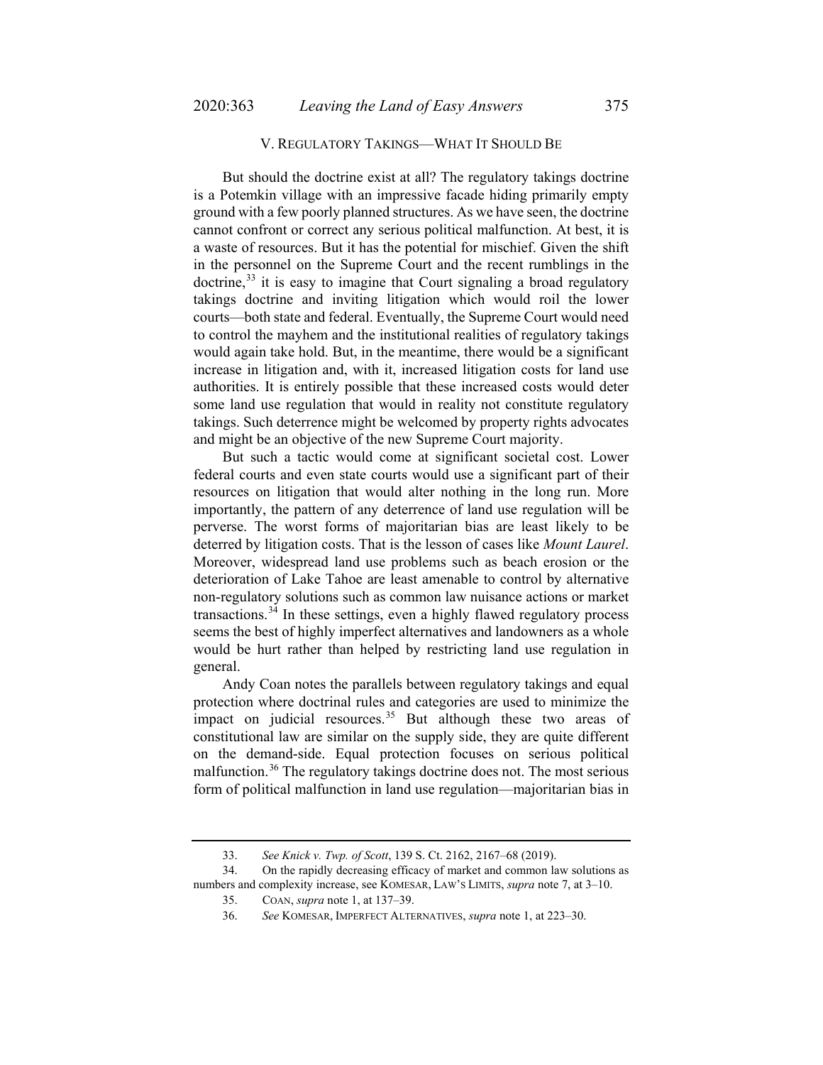## V. REGULATORY TAKINGS—WHAT IT SHOULD BE

But should the doctrine exist at all? The regulatory takings doctrine is a Potemkin village with an impressive facade hiding primarily empty ground with a few poorly planned structures. As we have seen, the doctrine cannot confront or correct any serious political malfunction. At best, it is a waste of resources. But it has the potential for mischief. Given the shift in the personnel on the Supreme Court and the recent rumblings in the doctrine,[33] it is easy to imagine that Court signaling a broad regulatory takings doctrine and inviting litigation which would roil the lower courts—both state and federal. Eventually, the Supreme Court would need to control the mayhem and the institutional realities of regulatory takings would again take hold. But, in the meantime, there would be a significant increase in litigation and, with it, increased litigation costs for land use authorities. It is entirely possible that these increased costs would deter some land use regulation that would in reality not constitute regulatory takings. Such deterrence might be welcomed by property rights advocates and might be an objective of the new Supreme Court majority.

But such a tactic would come at significant societal cost. Lower federal courts and even state courts would use a significant part of their resources on litigation that would alter nothing in the long run. More importantly, the pattern of any deterrence of land use regulation will be perverse. The worst forms of majoritarian bias are least likely to be deterred by litigation costs. That is the lesson of cases like *Mount Laurel*. Moreover, widespread land use problems such as beach erosion or the deterioration of Lake Tahoe are least amenable to control by alternative non-regulatory solutions such as common law nuisance actions or market transactions.[34] In these settings, even a highly flawed regulatory process seems the best of highly imperfect alternatives and landowners as a whole would be hurt rather than helped by restricting land use regulation in general.

Andy Coan notes the parallels between regulatory takings and equal protection where doctrinal rules and categories are used to minimize the impact on judicial resources.[35] But although these two areas of constitutional law are similar on the supply side, they are quite different on the demand-side. Equal protection focuses on serious political malfunction.[36] The regulatory takings doctrine does not. The most serious form of political malfunction in land use regulation—majoritarian bias in

---

33. *See Knick v. Twp. of Scott*, 139 S. Ct. 2162, 2167–68 (2019).

34. On the rapidly decreasing efficacy of market and common law solutions as numbers and complexity increase, see KOMESAR, LAW'S LIMITS, *supra* note 7, at 3–10.

35. COAN, *supra* note 1, at 137–39.

36. *See* KOMESAR, IMPERFECT ALTERNATIVES, *supra* note 1, at 223–30.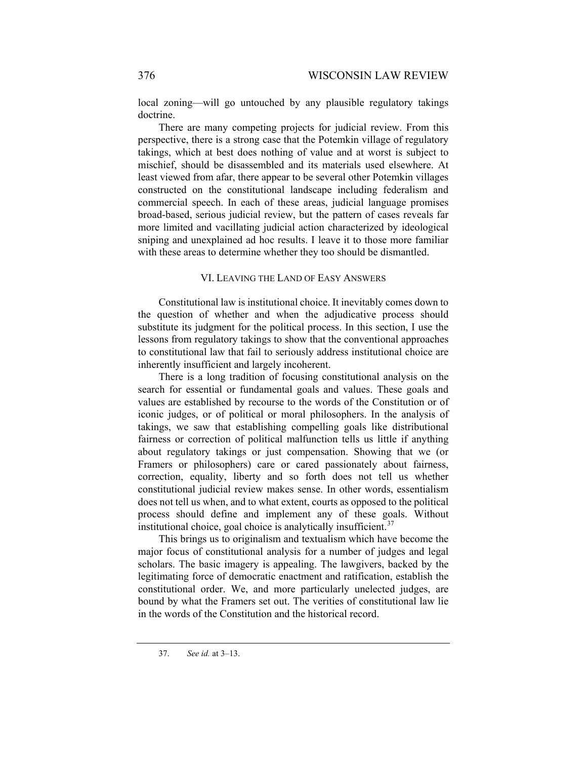local zoning—will go untouched by any plausible regulatory takings doctrine.

There are many competing projects for judicial review. From this perspective, there is a strong case that the Potemkin village of regulatory takings, which at best does nothing of value and at worst is subject to mischief, should be disassembled and its materials used elsewhere. At least viewed from afar, there appear to be several other Potemkin villages constructed on the constitutional landscape including federalism and commercial speech. In each of these areas, judicial language promises broad-based, serious judicial review, but the pattern of cases reveals far more limited and vacillating judicial action characterized by ideological sniping and unexplained ad hoc results. I leave it to those more familiar with these areas to determine whether they too should be dismantled.

## VI. LEAVING THE LAND OF EASY ANSWERS

Constitutional law is institutional choice. It inevitably comes down to the question of whether and when the adjudicative process should substitute its judgment for the political process. In this section, I use the lessons from regulatory takings to show that the conventional approaches to constitutional law that fail to seriously address institutional choice are inherently insufficient and largely incoherent.

There is a long tradition of focusing constitutional analysis on the search for essential or fundamental goals and values. These goals and values are established by recourse to the words of the Constitution or of iconic judges, or of political or moral philosophers. In the analysis of takings, we saw that establishing compelling goals like distributional fairness or correction of political malfunction tells us little if anything about regulatory takings or just compensation. Showing that we (or Framers or philosophers) care or cared passionately about fairness, correction, equality, liberty and so forth does not tell us whether constitutional judicial review makes sense. In other words, essentialism does not tell us when, and to what extent, courts as opposed to the political process should define and implement any of these goals. Without institutional choice, goal choice is analytically insufficient.[37]

This brings us to originalism and textualism which have become the major focus of constitutional analysis for a number of judges and legal scholars. The basic imagery is appealing. The lawgivers, backed by the legitimating force of democratic enactment and ratification, establish the constitutional order. We, and more particularly unelected judges, are bound by what the Framers set out. The verities of constitutional law lie in the words of the Constitution and the historical record.

37. *See id.* at 3–13.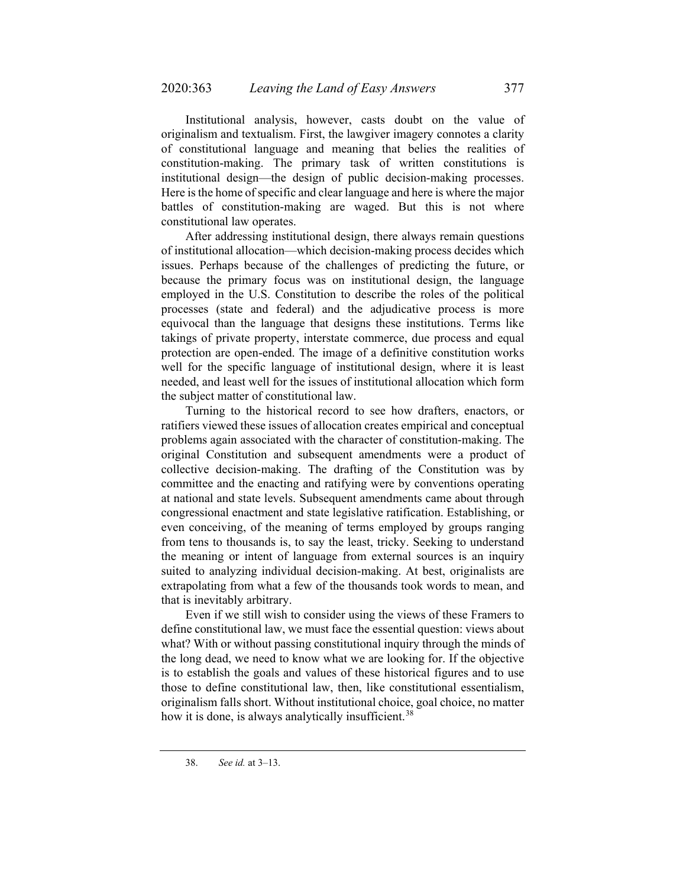Institutional analysis, however, casts doubt on the value of originalism and textualism. First, the lawgiver imagery connotes a clarity of constitutional language and meaning that belies the realities of constitution-making. The primary task of written constitutions is institutional design—the design of public decision-making processes. Here is the home of specific and clear language and here is where the major battles of constitution-making are waged. But this is not where constitutional law operates.

After addressing institutional design, there always remain questions of institutional allocation—which decision-making process decides which issues. Perhaps because of the challenges of predicting the future, or because the primary focus was on institutional design, the language employed in the U.S. Constitution to describe the roles of the political processes (state and federal) and the adjudicative process is more equivocal than the language that designs these institutions. Terms like takings of private property, interstate commerce, due process and equal protection are open-ended. The image of a definitive constitution works well for the specific language of institutional design, where it is least needed, and least well for the issues of institutional allocation which form the subject matter of constitutional law.

Turning to the historical record to see how drafters, enactors, or ratifiers viewed these issues of allocation creates empirical and conceptual problems again associated with the character of constitution-making. The original Constitution and subsequent amendments were a product of collective decision-making. The drafting of the Constitution was by committee and the enacting and ratifying were by conventions operating at national and state levels. Subsequent amendments came about through congressional enactment and state legislative ratification. Establishing, or even conceiving, of the meaning of terms employed by groups ranging from tens to thousands is, to say the least, tricky. Seeking to understand the meaning or intent of language from external sources is an inquiry suited to analyzing individual decision-making. At best, originalists are extrapolating from what a few of the thousands took words to mean, and that is inevitably arbitrary.

Even if we still wish to consider using the views of these Framers to define constitutional law, we must face the essential question: views about what? With or without passing constitutional inquiry through the minds of the long dead, we need to know what we are looking for. If the objective is to establish the goals and values of these historical figures and to use those to define constitutional law, then, like constitutional essentialism, originalism falls short. Without institutional choice, goal choice, no matter how it is done, is always analytically insufficient.[38]

---

38. *See id.* at 3–13.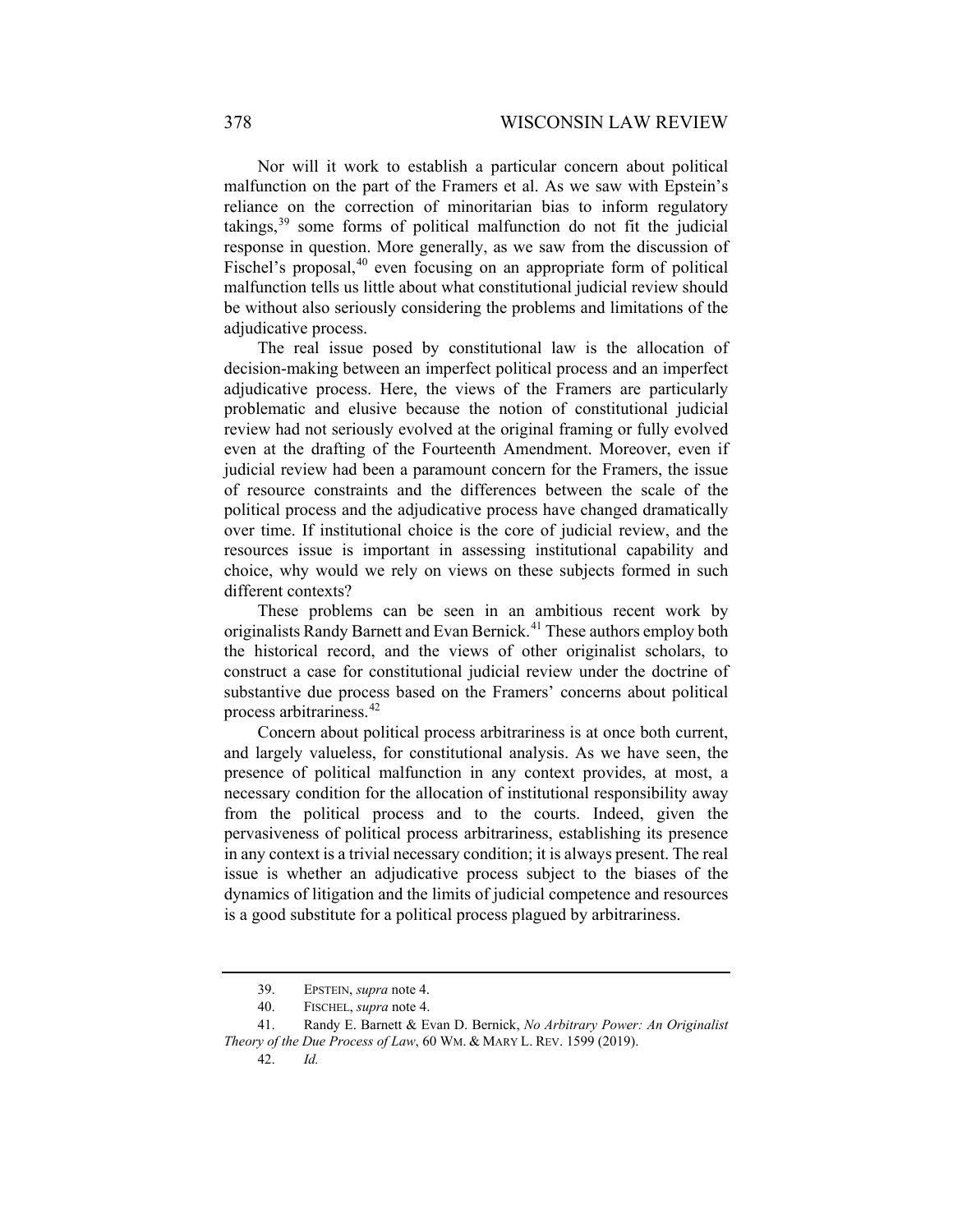Nor will it work to establish a particular concern about political malfunction on the part of the Framers et al. As we saw with Epstein's reliance on the correction of minoritarian bias to inform regulatory takings,[39] some forms of political malfunction do not fit the judicial response in question. More generally, as we saw from the discussion of Fischel's proposal,[40] even focusing on an appropriate form of political malfunction tells us little about what constitutional judicial review should be without also seriously considering the problems and limitations of the adjudicative process.

The real issue posed by constitutional law is the allocation of decision-making between an imperfect political process and an imperfect adjudicative process. Here, the views of the Framers are particularly problematic and elusive because the notion of constitutional judicial review had not seriously evolved at the original framing or fully evolved even at the drafting of the Fourteenth Amendment. Moreover, even if judicial review had been a paramount concern for the Framers, the issue of resource constraints and the differences between the scale of the political process and the adjudicative process have changed dramatically over time. If institutional choice is the core of judicial review, and the resources issue is important in assessing institutional capability and choice, why would we rely on views on these subjects formed in such different contexts?

These problems can be seen in an ambitious recent work by originalists Randy Barnett and Evan Bernick.[41] These authors employ both the historical record, and the views of other originalist scholars, to construct a case for constitutional judicial review under the doctrine of substantive due process based on the Framers' concerns about political process arbitrariness.[42]

Concern about political process arbitrariness is at once both current, and largely valueless, for constitutional analysis. As we have seen, the presence of political malfunction in any context provides, at most, a necessary condition for the allocation of institutional responsibility away from the political process and to the courts. Indeed, given the pervasiveness of political process arbitrariness, establishing its presence in any context is a trivial necessary condition; it is always present. The real issue is whether an adjudicative process subject to the biases of the dynamics of litigation and the limits of judicial competence and resources is a good substitute for a political process plagued by arbitrariness.

---

39. EPSTEIN, *supra* note 4.

40. FISCHEL, *supra* note 4.

41. Randy E. Barnett & Evan D. Bernick, *No Arbitrary Power: An Originalist Theory of the Due Process of Law*, 60 WM. & MARY L. REV. 1599 (2019).

42. *Id.*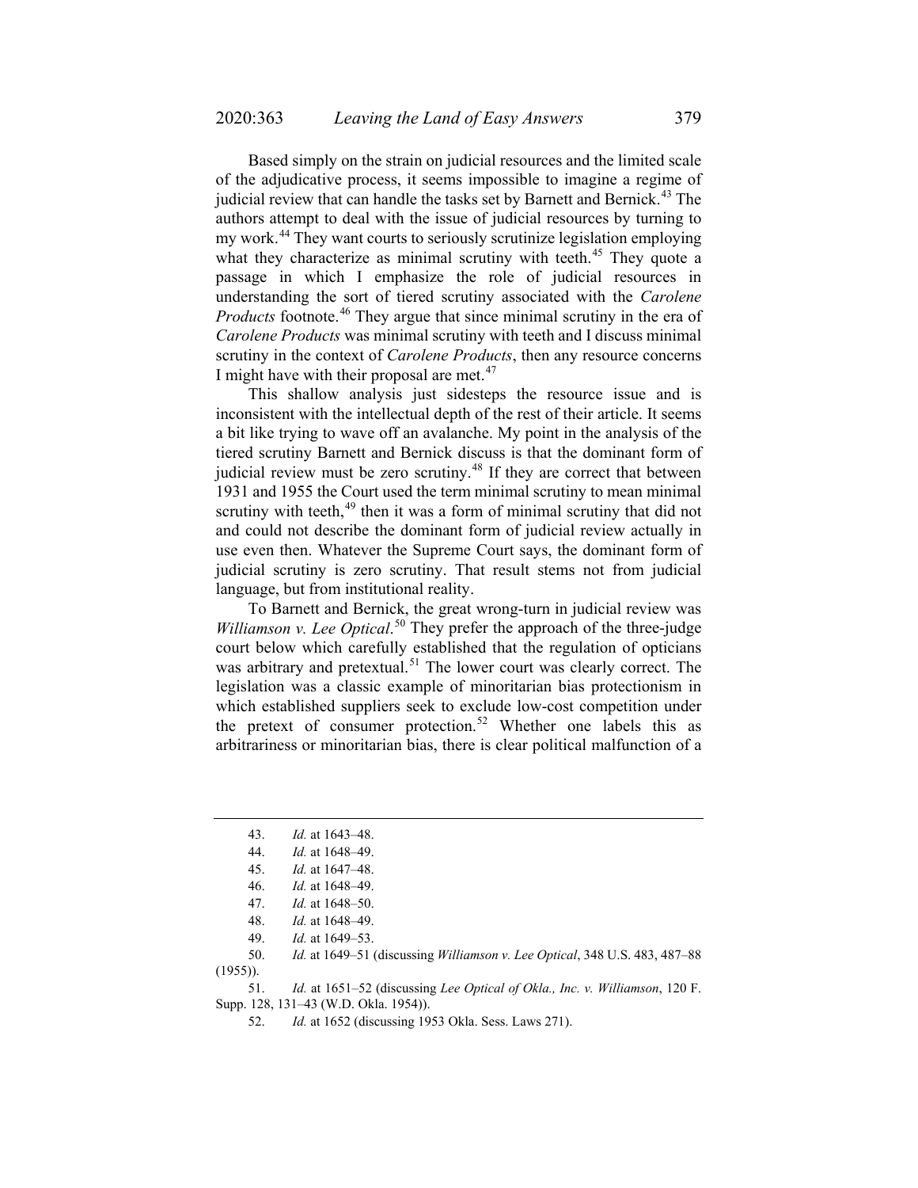Based simply on the strain on judicial resources and the limited scale of the adjudicative process, it seems impossible to imagine a regime of judicial review that can handle the tasks set by Barnett and Bernick.[43] The authors attempt to deal with the issue of judicial resources by turning to my work.[44] They want courts to seriously scrutinize legislation employing what they characterize as minimal scrutiny with teeth.[45] They quote a passage in which I emphasize the role of judicial resources in understanding the sort of tiered scrutiny associated with the *Carolene Products* footnote.[46] They argue that since minimal scrutiny in the era of *Carolene Products* was minimal scrutiny with teeth and I discuss minimal scrutiny in the context of *Carolene Products*, then any resource concerns I might have with their proposal are met.[47]

This shallow analysis just sidesteps the resource issue and is inconsistent with the intellectual depth of the rest of their article. It seems a bit like trying to wave off an avalanche. My point in the analysis of the tiered scrutiny Barnett and Bernick discuss is that the dominant form of judicial review must be zero scrutiny.[48] If they are correct that between 1931 and 1955 the Court used the term minimal scrutiny to mean minimal scrutiny with teeth,[49] then it was a form of minimal scrutiny that did not and could not describe the dominant form of judicial review actually in use even then. Whatever the Supreme Court says, the dominant form of judicial scrutiny is zero scrutiny. That result stems not from judicial language, but from institutional reality.

To Barnett and Bernick, the great wrong-turn in judicial review was *Williamson v. Lee Optical*.[50] They prefer the approach of the three-judge court below which carefully established that the regulation of opticians was arbitrary and pretextual.[51] The lower court was clearly correct. The legislation was a classic example of minoritarian bias protectionism in which established suppliers seek to exclude low-cost competition under the pretext of consumer protection.[52] Whether one labels this as arbitrariness or minoritarian bias, there is clear political malfunction of a

---

43. *Id.* at 1643–48.

44. *Id.* at 1648–49.

45. *Id.* at 1647–48.

46. *Id.* at 1648–49.

47. *Id.* at 1648–50.

48. *Id.* at 1648–49.

49. *Id.* at 1649–53.

50. *Id.* at 1649–51 (discussing *Williamson v. Lee Optical*, 348 U.S. 483, 487–88 (1955)).

51. *Id.* at 1651–52 (discussing *Lee Optical of Okla., Inc. v. Williamson*, 120 F. Supp. 128, 131–43 (W.D. Okla. 1954)).

52. *Id.* at 1652 (discussing 1953 Okla. Sess. Laws 271).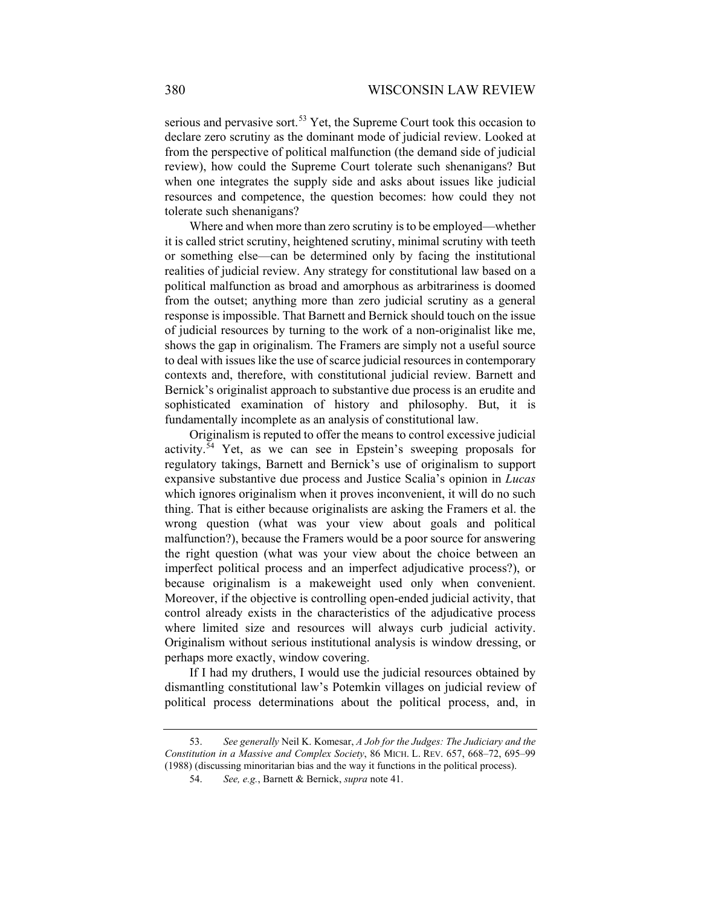serious and pervasive sort.[53] Yet, the Supreme Court took this occasion to declare zero scrutiny as the dominant mode of judicial review. Looked at from the perspective of political malfunction (the demand side of judicial review), how could the Supreme Court tolerate such shenanigans? But when one integrates the supply side and asks about issues like judicial resources and competence, the question becomes: how could they not tolerate such shenanigans?

Where and when more than zero scrutiny is to be employed—whether it is called strict scrutiny, heightened scrutiny, minimal scrutiny with teeth or something else—can be determined only by facing the institutional realities of judicial review. Any strategy for constitutional law based on a political malfunction as broad and amorphous as arbitrariness is doomed from the outset; anything more than zero judicial scrutiny as a general response is impossible. That Barnett and Bernick should touch on the issue of judicial resources by turning to the work of a non-originalist like me, shows the gap in originalism. The Framers are simply not a useful source to deal with issues like the use of scarce judicial resources in contemporary contexts and, therefore, with constitutional judicial review. Barnett and Bernick's originalist approach to substantive due process is an erudite and sophisticated examination of history and philosophy. But, it is fundamentally incomplete as an analysis of constitutional law.

Originalism is reputed to offer the means to control excessive judicial activity.[54] Yet, as we can see in Epstein's sweeping proposals for regulatory takings, Barnett and Bernick's use of originalism to support expansive substantive due process and Justice Scalia's opinion in *Lucas* which ignores originalism when it proves inconvenient, it will do no such thing. That is either because originalists are asking the Framers et al. the wrong question (what was your view about goals and political malfunction?), because the Framers would be a poor source for answering the right question (what was your view about the choice between an imperfect political process and an imperfect adjudicative process?), or because originalism is a makeweight used only when convenient. Moreover, if the objective is controlling open-ended judicial activity, that control already exists in the characteristics of the adjudicative process where limited size and resources will always curb judicial activity. Originalism without serious institutional analysis is window dressing, or perhaps more exactly, window covering.

If I had my druthers, I would use the judicial resources obtained by dismantling constitutional law's Potemkin villages on judicial review of political process determinations about the political process, and, in

---

53. *See generally* Neil K. Komesar, *A Job for the Judges: The Judiciary and the Constitution in a Massive and Complex Society*, 86 MICH. L. REV. 657, 668–72, 695–99 (1988) (discussing minoritarian bias and the way it functions in the political process).

54. *See, e.g.*, Barnett & Bernick, *supra* note 41.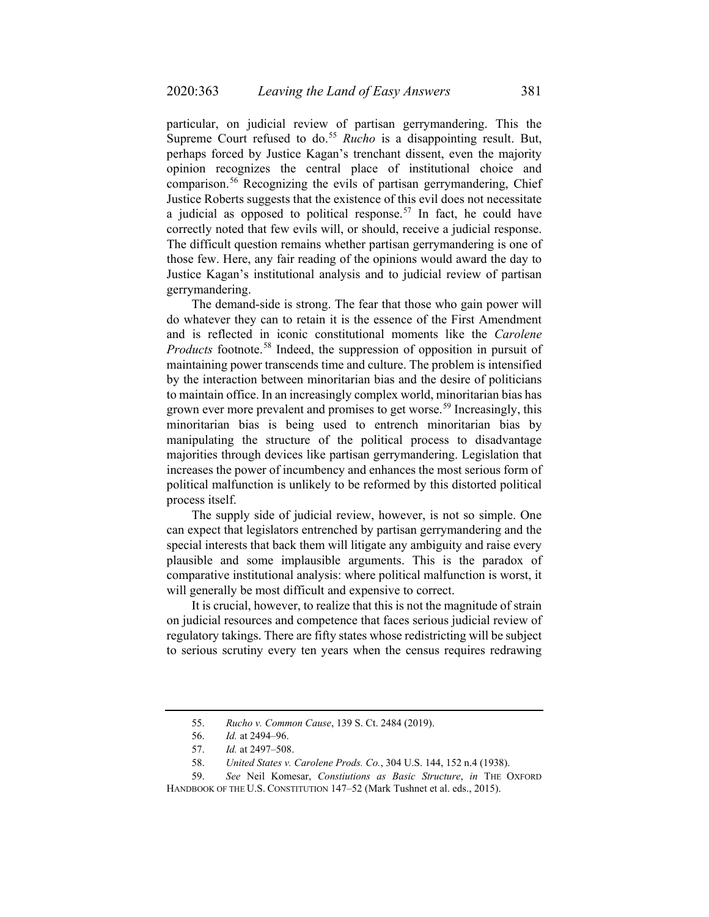particular, on judicial review of partisan gerrymandering. This the Supreme Court refused to do.[55] *Rucho* is a disappointing result. But, perhaps forced by Justice Kagan's trenchant dissent, even the majority opinion recognizes the central place of institutional choice and comparison.[56] Recognizing the evils of partisan gerrymandering, Chief Justice Roberts suggests that the existence of this evil does not necessitate a judicial as opposed to political response.[57] In fact, he could have correctly noted that few evils will, or should, receive a judicial response. The difficult question remains whether partisan gerrymandering is one of those few. Here, any fair reading of the opinions would award the day to Justice Kagan's institutional analysis and to judicial review of partisan gerrymandering.

The demand-side is strong. The fear that those who gain power will do whatever they can to retain it is the essence of the First Amendment and is reflected in iconic constitutional moments like the *Carolene Products* footnote.[58] Indeed, the suppression of opposition in pursuit of maintaining power transcends time and culture. The problem is intensified by the interaction between minoritarian bias and the desire of politicians to maintain office. In an increasingly complex world, minoritarian bias has grown ever more prevalent and promises to get worse.[59] Increasingly, this minoritarian bias is being used to entrench minoritarian bias by manipulating the structure of the political process to disadvantage majorities through devices like partisan gerrymandering. Legislation that increases the power of incumbency and enhances the most serious form of political malfunction is unlikely to be reformed by this distorted political process itself.

The supply side of judicial review, however, is not so simple. One can expect that legislators entrenched by partisan gerrymandering and the special interests that back them will litigate any ambiguity and raise every plausible and some implausible arguments. This is the paradox of comparative institutional analysis: where political malfunction is worst, it will generally be most difficult and expensive to correct.

It is crucial, however, to realize that this is not the magnitude of strain on judicial resources and competence that faces serious judicial review of regulatory takings. There are fifty states whose redistricting will be subject to serious scrutiny every ten years when the census requires redrawing

---

55. *Rucho v. Common Cause*, 139 S. Ct. 2484 (2019).

56. *Id.* at 2494–96.

57. *Id.* at 2497–508.

58. *United States v. Carolene Prods. Co.*, 304 U.S. 144, 152 n.4 (1938).

59. *See* Neil Komesar, *Constiutions as Basic Structure*, *in* THE OXFORD HANDBOOK OF THE U.S. CONSTITUTION 147–52 (Mark Tushnet et al. eds., 2015).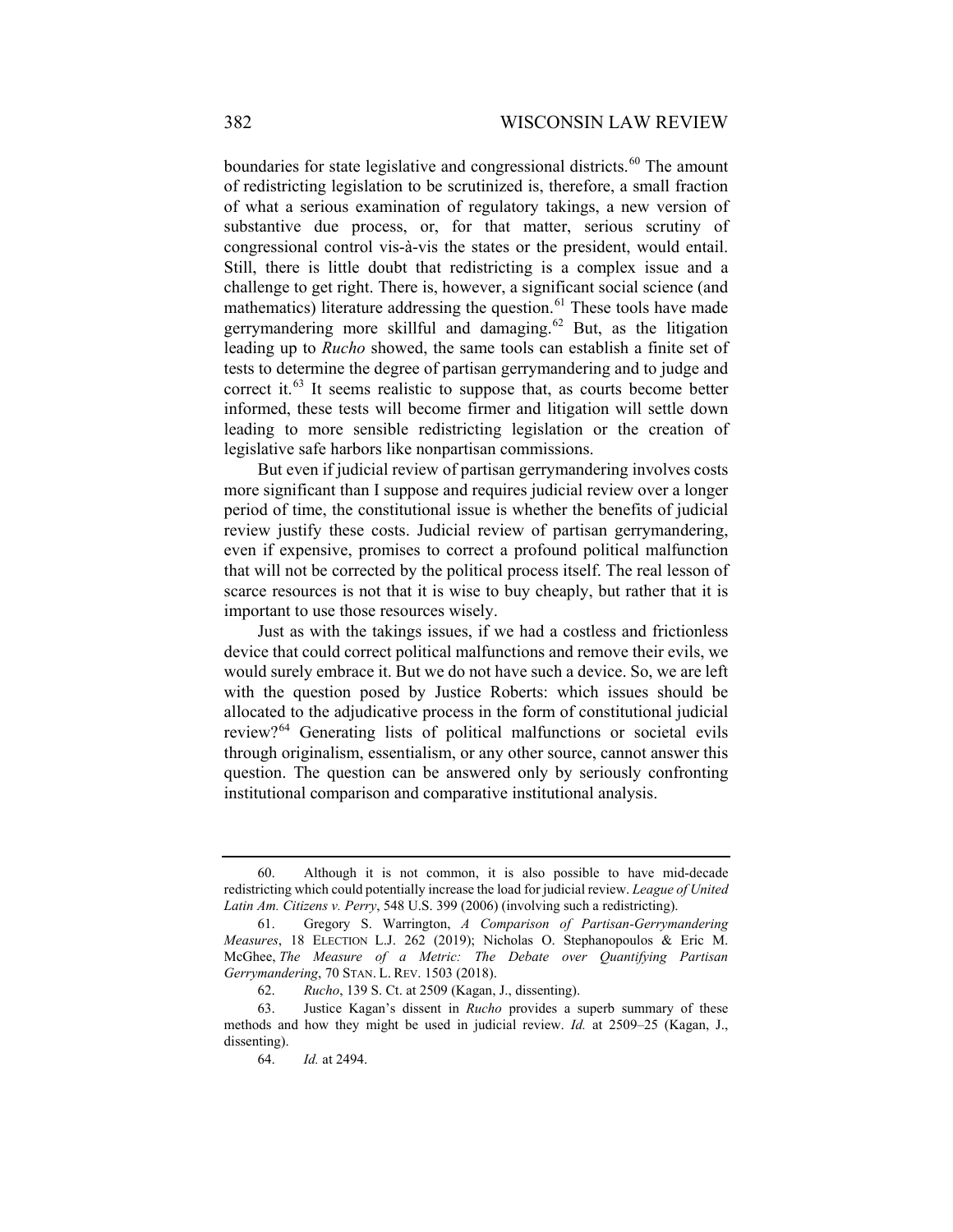boundaries for state legislative and congressional districts.[60] The amount of redistricting legislation to be scrutinized is, therefore, a small fraction of what a serious examination of regulatory takings, a new version of substantive due process, or, for that matter, serious scrutiny of congressional control vis-à-vis the states or the president, would entail. Still, there is little doubt that redistricting is a complex issue and a challenge to get right. There is, however, a significant social science (and mathematics) literature addressing the question.[61] These tools have made gerrymandering more skillful and damaging.[62] But, as the litigation leading up to *Rucho* showed, the same tools can establish a finite set of tests to determine the degree of partisan gerrymandering and to judge and correct it.[63] It seems realistic to suppose that, as courts become better informed, these tests will become firmer and litigation will settle down leading to more sensible redistricting legislation or the creation of legislative safe harbors like nonpartisan commissions.

But even if judicial review of partisan gerrymandering involves costs more significant than I suppose and requires judicial review over a longer period of time, the constitutional issue is whether the benefits of judicial review justify these costs. Judicial review of partisan gerrymandering, even if expensive, promises to correct a profound political malfunction that will not be corrected by the political process itself. The real lesson of scarce resources is not that it is wise to buy cheaply, but rather that it is important to use those resources wisely.

Just as with the takings issues, if we had a costless and frictionless device that could correct political malfunctions and remove their evils, we would surely embrace it. But we do not have such a device. So, we are left with the question posed by Justice Roberts: which issues should be allocated to the adjudicative process in the form of constitutional judicial review?[64] Generating lists of political malfunctions or societal evils through originalism, essentialism, or any other source, cannot answer this question. The question can be answered only by seriously confronting institutional comparison and comparative institutional analysis.

---

60. Although it is not common, it is also possible to have mid-decade redistricting which could potentially increase the load for judicial review. *League of United Latin Am. Citizens v. Perry*, 548 U.S. 399 (2006) (involving such a redistricting).

61. Gregory S. Warrington, *A Comparison of Partisan-Gerrymandering Measures*, 18 ELECTION L.J. 262 (2019); Nicholas O. Stephanopoulos & Eric M. McGhee, *The Measure of a Metric: The Debate over Quantifying Partisan Gerrymandering*, 70 STAN. L. REV. 1503 (2018).

62. *Rucho*, 139 S. Ct. at 2509 (Kagan, J., dissenting).

63. Justice Kagan's dissent in *Rucho* provides a superb summary of these methods and how they might be used in judicial review. *Id.* at 2509–25 (Kagan, J., dissenting).

64. *Id.* at 2494.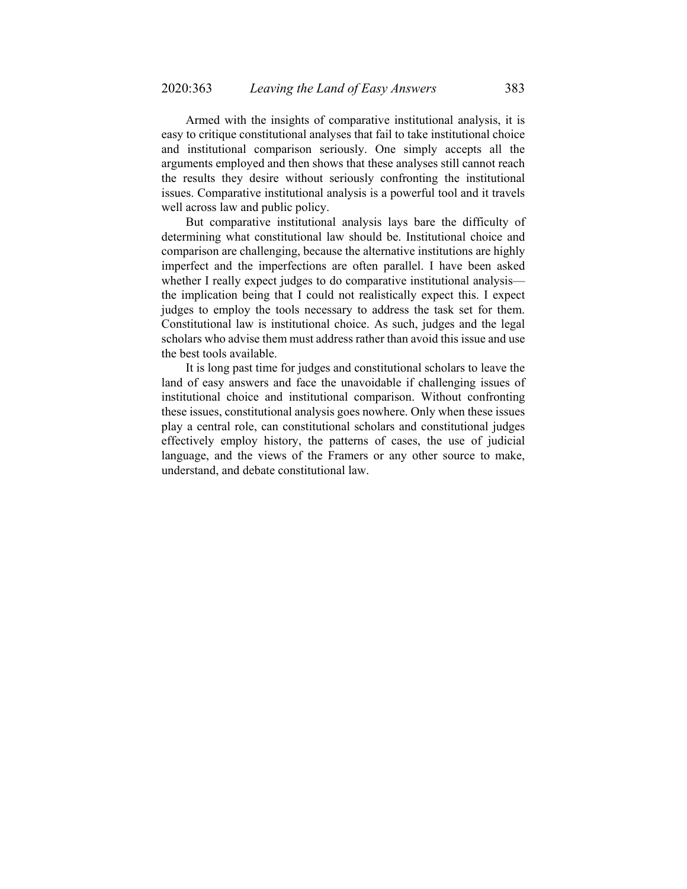Armed with the insights of comparative institutional analysis, it is easy to critique constitutional analyses that fail to take institutional choice and institutional comparison seriously. One simply accepts all the arguments employed and then shows that these analyses still cannot reach the results they desire without seriously confronting the institutional issues. Comparative institutional analysis is a powerful tool and it travels well across law and public policy.

But comparative institutional analysis lays bare the difficulty of determining what constitutional law should be. Institutional choice and comparison are challenging, because the alternative institutions are highly imperfect and the imperfections are often parallel. I have been asked whether I really expect judges to do comparative institutional analysis—the implication being that I could not realistically expect this. I expect judges to employ the tools necessary to address the task set for them. Constitutional law is institutional choice. As such, judges and the legal scholars who advise them must address rather than avoid this issue and use the best tools available.

It is long past time for judges and constitutional scholars to leave the land of easy answers and face the unavoidable if challenging issues of institutional choice and institutional comparison. Without confronting these issues, constitutional analysis goes nowhere. Only when these issues play a central role, can constitutional scholars and constitutional judges effectively employ history, the patterns of cases, the use of judicial language, and the views of the Framers or any other source to make, understand, and debate constitutional law.